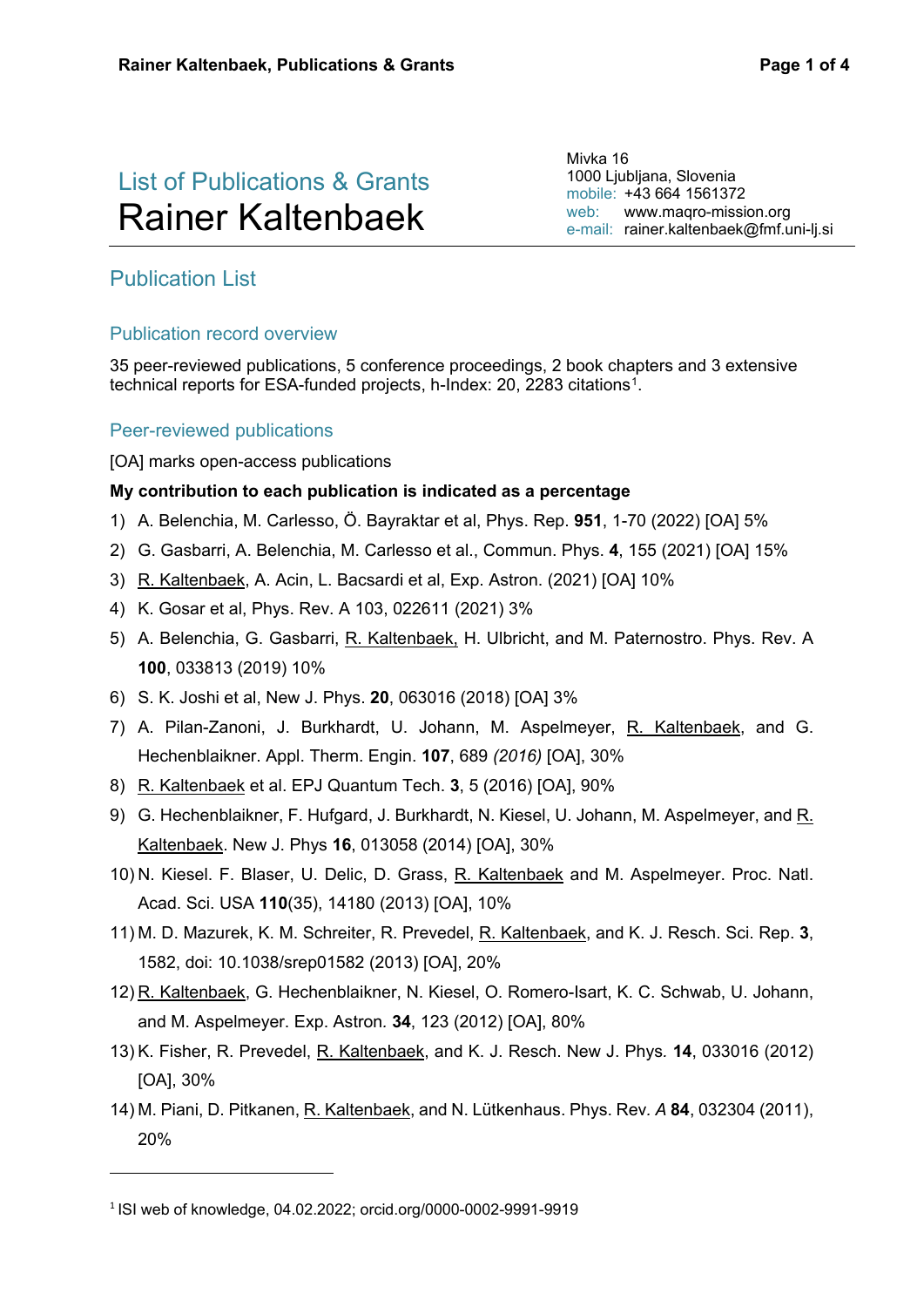# List of Publications & Grants
# Rainer Kaltenbaek

Mivka 16
1000 Ljubljana, Slovenia
mobile: +43 664 1561372
web: www.maqro-mission.org
e-mail: rainer.kaltenbaek@fmf.uni-lj.si

## Publication List

### Publication record overview

35 peer-reviewed publications, 5 conference proceedings, 2 book chapters and 3 extensive technical reports for ESA-funded projects, h-Index: 20, 2283 citations[1].

### Peer-reviewed publications

[OA] marks open-access publications

**My contribution to each publication is indicated as a percentage**

1) A. Belenchia, M. Carlesso, Ö. Bayraktar et al, Phys. Rep. **951**, 1-70 (2022) [OA] 5%
2) G. Gasbarri, A. Belenchia, M. Carlesso et al., Commun. Phys. **4**, 155 (2021) [OA] 15%
3) R. Kaltenbaek, A. Acin, L. Bacsardi et al, Exp. Astron. (2021) [OA] 10%
4) K. Gosar et al, Phys. Rev. A 103, 022611 (2021) 3%
5) A. Belenchia, G. Gasbarri, R. Kaltenbaek, H. Ulbricht, and M. Paternostro. Phys. Rev. A **100**, 033813 (2019) 10%
6) S. K. Joshi et al, New J. Phys. **20**, 063016 (2018) [OA] 3%
7) A. Pilan-Zanoni, J. Burkhardt, U. Johann, M. Aspelmeyer, R. Kaltenbaek, and G. Hechenblaikner. Appl. Therm. Engin. **107**, 689 *(2016)* [OA], 30%
8) R. Kaltenbaek et al. EPJ Quantum Tech. **3**, 5 (2016) [OA], 90%
9) G. Hechenblaikner, F. Hufgard, J. Burkhardt, N. Kiesel, U. Johann, M. Aspelmeyer, and R. Kaltenbaek. New J. Phys **16**, 013058 (2014) [OA], 30%
10) N. Kiesel. F. Blaser, U. Delic, D. Grass, R. Kaltenbaek and M. Aspelmeyer. Proc. Natl. Acad. Sci. USA **110**(35), 14180 (2013) [OA], 10%
11) M. D. Mazurek, K. M. Schreiter, R. Prevedel, R. Kaltenbaek, and K. J. Resch. Sci. Rep. **3**, 1582, doi: 10.1038/srep01582 (2013) [OA], 20%
12) R. Kaltenbaek, G. Hechenblaikner, N. Kiesel, O. Romero-Isart, K. C. Schwab, U. Johann, and M. Aspelmeyer. Exp. Astron. **34**, 123 (2012) [OA], 80%
13) K. Fisher, R. Prevedel, R. Kaltenbaek, and K. J. Resch. New J. Phys. **14**, 033016 (2012) [OA], 30%
14) M. Piani, D. Pitkanen, R. Kaltenbaek, and N. Lütkenhaus. Phys. Rev. *A* **84**, 032304 (2011), 20%

---

[1] ISI web of knowledge, 04.02.2022; orcid.org/0000-0002-9991-9919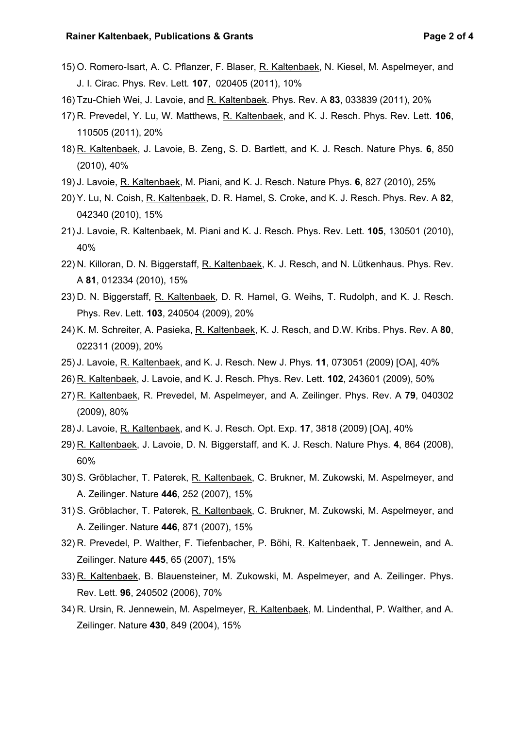15) O. Romero-Isart, A. C. Pflanzer, F. Blaser, R. Kaltenbaek, N. Kiesel, M. Aspelmeyer, and J. I. Cirac. Phys. Rev. Lett. **107**, 020405 (2011), 10%
16) Tzu-Chieh Wei, J. Lavoie, and R. Kaltenbaek. Phys. Rev. A **83**, 033839 (2011), 20%
17) R. Prevedel, Y. Lu, W. Matthews, R. Kaltenbaek, and K. J. Resch. Phys. Rev. Lett. **106**, 110505 (2011), 20%
18) R. Kaltenbaek, J. Lavoie, B. Zeng, S. D. Bartlett, and K. J. Resch. Nature Phys. **6**, 850 (2010), 40%
19) J. Lavoie, R. Kaltenbaek, M. Piani, and K. J. Resch. Nature Phys. **6**, 827 (2010), 25%
20) Y. Lu, N. Coish, R. Kaltenbaek, D. R. Hamel, S. Croke, and K. J. Resch. Phys. Rev. A **82**, 042340 (2010), 15%
21) J. Lavoie, R. Kaltenbaek, M. Piani and K. J. Resch. Phys. Rev. Lett. **105**, 130501 (2010), 40%
22) N. Killoran, D. N. Biggerstaff, R. Kaltenbaek, K. J. Resch, and N. Lütkenhaus. Phys. Rev. A **81**, 012334 (2010), 15%
23) D. N. Biggerstaff, R. Kaltenbaek, D. R. Hamel, G. Weihs, T. Rudolph, and K. J. Resch. Phys. Rev. Lett. **103**, 240504 (2009), 20%
24) K. M. Schreiter, A. Pasieka, R. Kaltenbaek, K. J. Resch, and D.W. Kribs. Phys. Rev. A **80**, 022311 (2009), 20%
25) J. Lavoie, R. Kaltenbaek, and K. J. Resch. New J. Phys. **11**, 073051 (2009) [OA], 40%
26) R. Kaltenbaek, J. Lavoie, and K. J. Resch. Phys. Rev. Lett. **102**, 243601 (2009), 50%
27) R. Kaltenbaek, R. Prevedel, M. Aspelmeyer, and A. Zeilinger. Phys. Rev. A **79**, 040302 (2009), 80%
28) J. Lavoie, R. Kaltenbaek, and K. J. Resch. Opt. Exp. **17**, 3818 (2009) [OA], 40%
29) R. Kaltenbaek, J. Lavoie, D. N. Biggerstaff, and K. J. Resch. Nature Phys. **4**, 864 (2008), 60%
30) S. Gröblacher, T. Paterek, R. Kaltenbaek, C. Brukner, M. Zukowski, M. Aspelmeyer, and A. Zeilinger. Nature **446**, 252 (2007), 15%
31) S. Gröblacher, T. Paterek, R. Kaltenbaek, C. Brukner, M. Zukowski, M. Aspelmeyer, and A. Zeilinger. Nature **446**, 871 (2007), 15%
32) R. Prevedel, P. Walther, F. Tiefenbacher, P. Böhi, R. Kaltenbaek, T. Jennewein, and A. Zeilinger. Nature **445**, 65 (2007), 15%
33) R. Kaltenbaek, B. Blauensteiner, M. Zukowski, M. Aspelmeyer, and A. Zeilinger. Phys. Rev. Lett. **96**, 240502 (2006), 70%
34) R. Ursin, R. Jennewein, M. Aspelmeyer, R. Kaltenbaek, M. Lindenthal, P. Walther, and A. Zeilinger. Nature **430**, 849 (2004), 15%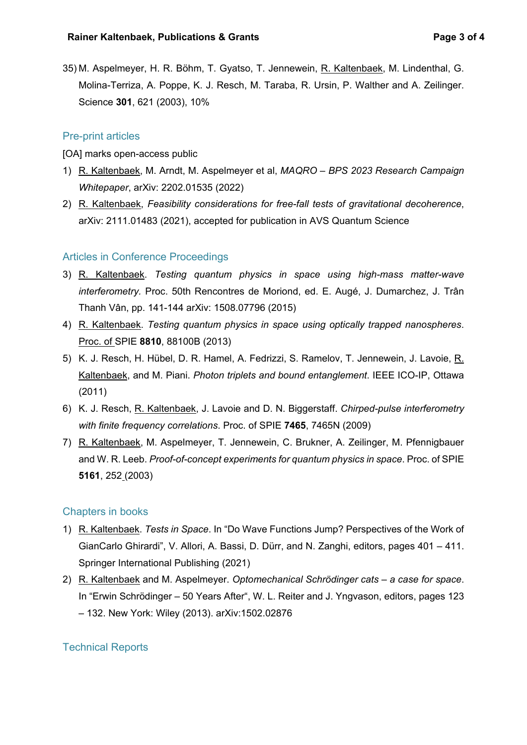35) M. Aspelmeyer, H. R. Böhm, T. Gyatso, T. Jennewein, R. Kaltenbaek, M. Lindenthal, G. Molina-Terriza, A. Poppe, K. J. Resch, M. Taraba, R. Ursin, P. Walther and A. Zeilinger. Science **301**, 621 (2003), 10%

## Pre-print articles

[OA] marks open-access public

1) R. Kaltenbaek, M. Arndt, M. Aspelmeyer et al, *MAQRO – BPS 2023 Research Campaign Whitepaper*, arXiv: 2202.01535 (2022)
2) R. Kaltenbaek, *Feasibility considerations for free-fall tests of gravitational decoherence*, arXiv: 2111.01483 (2021), accepted for publication in AVS Quantum Science

## Articles in Conference Proceedings

3) R. Kaltenbaek. *Testing quantum physics in space using high-mass matter-wave interferometry.* Proc. 50th Rencontres de Moriond, ed. E. Augé, J. Dumarchez, J. Trân Thanh Vân, pp. 141-144 arXiv: 1508.07796 (2015)
4) R. Kaltenbaek. *Testing quantum physics in space using optically trapped nanospheres*. Proc. of SPIE **8810**, 88100B (2013)
5) K. J. Resch, H. Hübel, D. R. Hamel, A. Fedrizzi, S. Ramelov, T. Jennewein, J. Lavoie, R. Kaltenbaek, and M. Piani. *Photon triplets and bound entanglement*. IEEE ICO-IP, Ottawa (2011)
6) K. J. Resch, R. Kaltenbaek, J. Lavoie and D. N. Biggerstaff. *Chirped-pulse interferometry with finite frequency correlations*. Proc. of SPIE **7465**, 7465N (2009)
7) R. Kaltenbaek, M. Aspelmeyer, T. Jennewein, C. Brukner, A. Zeilinger, M. Pfennigbauer and W. R. Leeb. *Proof-of-concept experiments for quantum physics in space*. Proc. of SPIE **5161**, 252 (2003)

## Chapters in books

1) R. Kaltenbaek. *Tests in Space*. In "Do Wave Functions Jump? Perspectives of the Work of GianCarlo Ghirardi", V. Allori, A. Bassi, D. Dürr, and N. Zanghi, editors, pages 401 – 411. Springer International Publishing (2021)
2) R. Kaltenbaek and M. Aspelmeyer. *Optomechanical Schrödinger cats – a case for space*. In "Erwin Schrödinger – 50 Years After", W. L. Reiter and J. Yngvason, editors, pages 123 – 132. New York: Wiley (2013). arXiv:1502.02876

## Technical Reports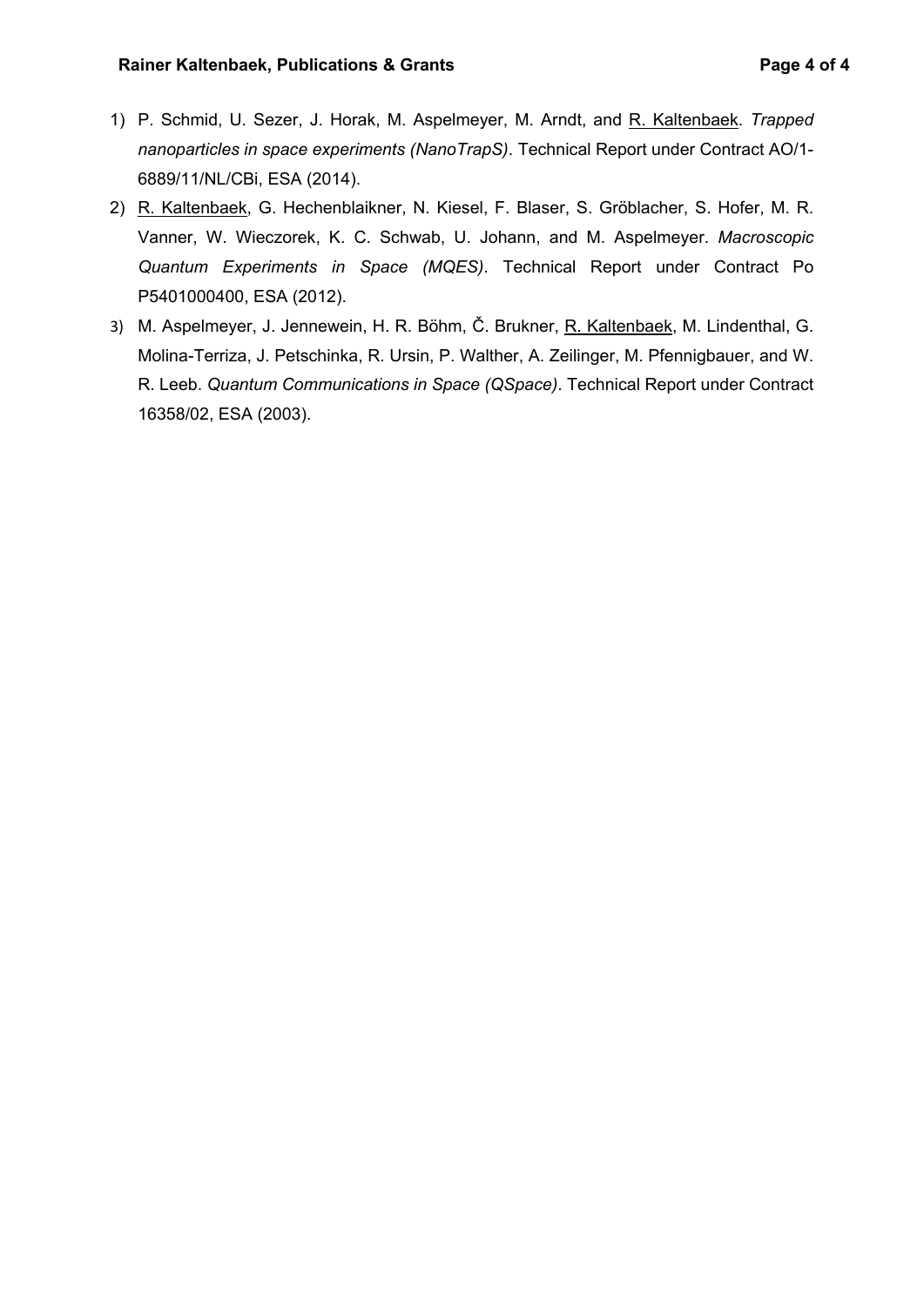1) P. Schmid, U. Sezer, J. Horak, M. Aspelmeyer, M. Arndt, and R. Kaltenbaek. *Trapped nanoparticles in space experiments (NanoTrapS)*. Technical Report under Contract AO/1-6889/11/NL/CBi, ESA (2014).
2) R. Kaltenbaek, G. Hechenblaikner, N. Kiesel, F. Blaser, S. Gröblacher, S. Hofer, M. R. Vanner, W. Wieczorek, K. C. Schwab, U. Johann, and M. Aspelmeyer. *Macroscopic Quantum Experiments in Space (MQES)*. Technical Report under Contract Po P5401000400, ESA (2012).
3) M. Aspelmeyer, J. Jennewein, H. R. Böhm, Č. Brukner, R. Kaltenbaek, M. Lindenthal, G. Molina-Terriza, J. Petschinka, R. Ursin, P. Walther, A. Zeilinger, M. Pfennigbauer, and W. R. Leeb. *Quantum Communications in Space (QSpace)*. Technical Report under Contract 16358/02, ESA (2003).